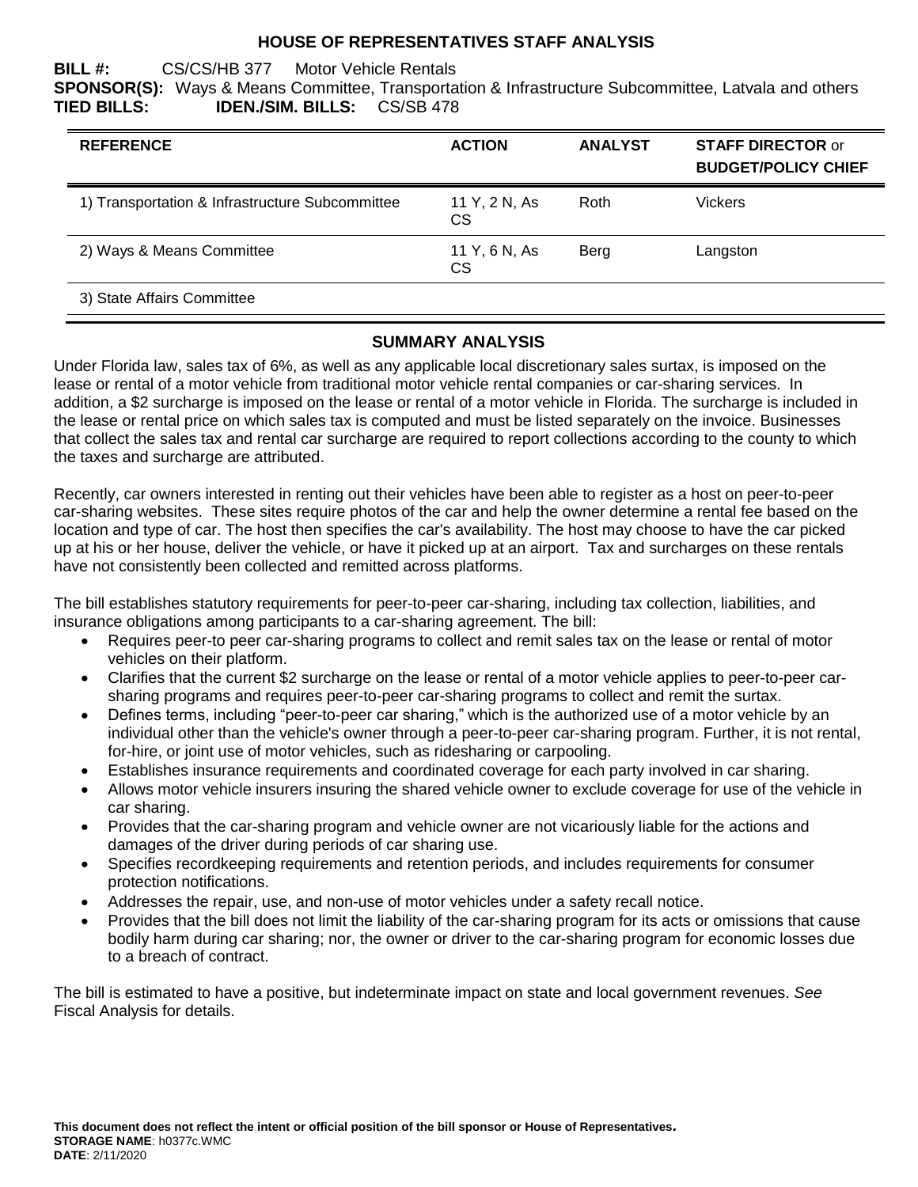# HOUSE OF REPRESENTATIVES STAFF ANALYSIS

**BILL #:** CS/CS/HB 377 Motor Vehicle Rentals
**SPONSOR(S):** Ways & Means Committee, Transportation & Infrastructure Subcommittee, Latvala and others
**TIED BILLS:** **IDEN./SIM. BILLS:** CS/SB 478

| REFERENCE | ACTION | ANALYST | STAFF DIRECTOR or BUDGET/POLICY CHIEF |
|---|---|---|---|
| 1) Transportation & Infrastructure Subcommittee | 11 Y, 2 N, As CS | Roth | Vickers |
| 2) Ways & Means Committee | 11 Y, 6 N, As CS | Berg | Langston |
| 3) State Affairs Committee | | | |

## SUMMARY ANALYSIS

Under Florida law, sales tax of 6%, as well as any applicable local discretionary sales surtax, is imposed on the lease or rental of a motor vehicle from traditional motor vehicle rental companies or car-sharing services. In addition, a $2 surcharge is imposed on the lease or rental of a motor vehicle in Florida. The surcharge is included in the lease or rental price on which sales tax is computed and must be listed separately on the invoice. Businesses that collect the sales tax and rental car surcharge are required to report collections according to the county to which the taxes and surcharge are attributed.

Recently, car owners interested in renting out their vehicles have been able to register as a host on peer-to-peer car-sharing websites. These sites require photos of the car and help the owner determine a rental fee based on the location and type of car. The host then specifies the car's availability. The host may choose to have the car picked up at his or her house, deliver the vehicle, or have it picked up at an airport. Tax and surcharges on these rentals have not consistently been collected and remitted across platforms.

The bill establishes statutory requirements for peer-to-peer car-sharing, including tax collection, liabilities, and insurance obligations among participants to a car-sharing agreement. The bill:

- Requires peer-to peer car-sharing programs to collect and remit sales tax on the lease or rental of motor vehicles on their platform.
- Clarifies that the current $2 surcharge on the lease or rental of a motor vehicle applies to peer-to-peer car-sharing programs and requires peer-to-peer car-sharing programs to collect and remit the surtax.
- Defines terms, including "peer-to-peer car sharing," which is the authorized use of a motor vehicle by an individual other than the vehicle's owner through a peer-to-peer car-sharing program. Further, it is not rental, for-hire, or joint use of motor vehicles, such as ridesharing or carpooling.
- Establishes insurance requirements and coordinated coverage for each party involved in car sharing.
- Allows motor vehicle insurers insuring the shared vehicle owner to exclude coverage for use of the vehicle in car sharing.
- Provides that the car-sharing program and vehicle owner are not vicariously liable for the actions and damages of the driver during periods of car sharing use.
- Specifies recordkeeping requirements and retention periods, and includes requirements for consumer protection notifications.
- Addresses the repair, use, and non-use of motor vehicles under a safety recall notice.
- Provides that the bill does not limit the liability of the car-sharing program for its acts or omissions that cause bodily harm during car sharing; nor, the owner or driver to the car-sharing program for economic losses due to a breach of contract.

The bill is estimated to have a positive, but indeterminate impact on state and local government revenues. *See* Fiscal Analysis for details.

**This document does not reflect the intent or official position of the bill sponsor or House of Representatives.**
**STORAGE NAME**: h0377c.WMC
**DATE**: 2/11/2020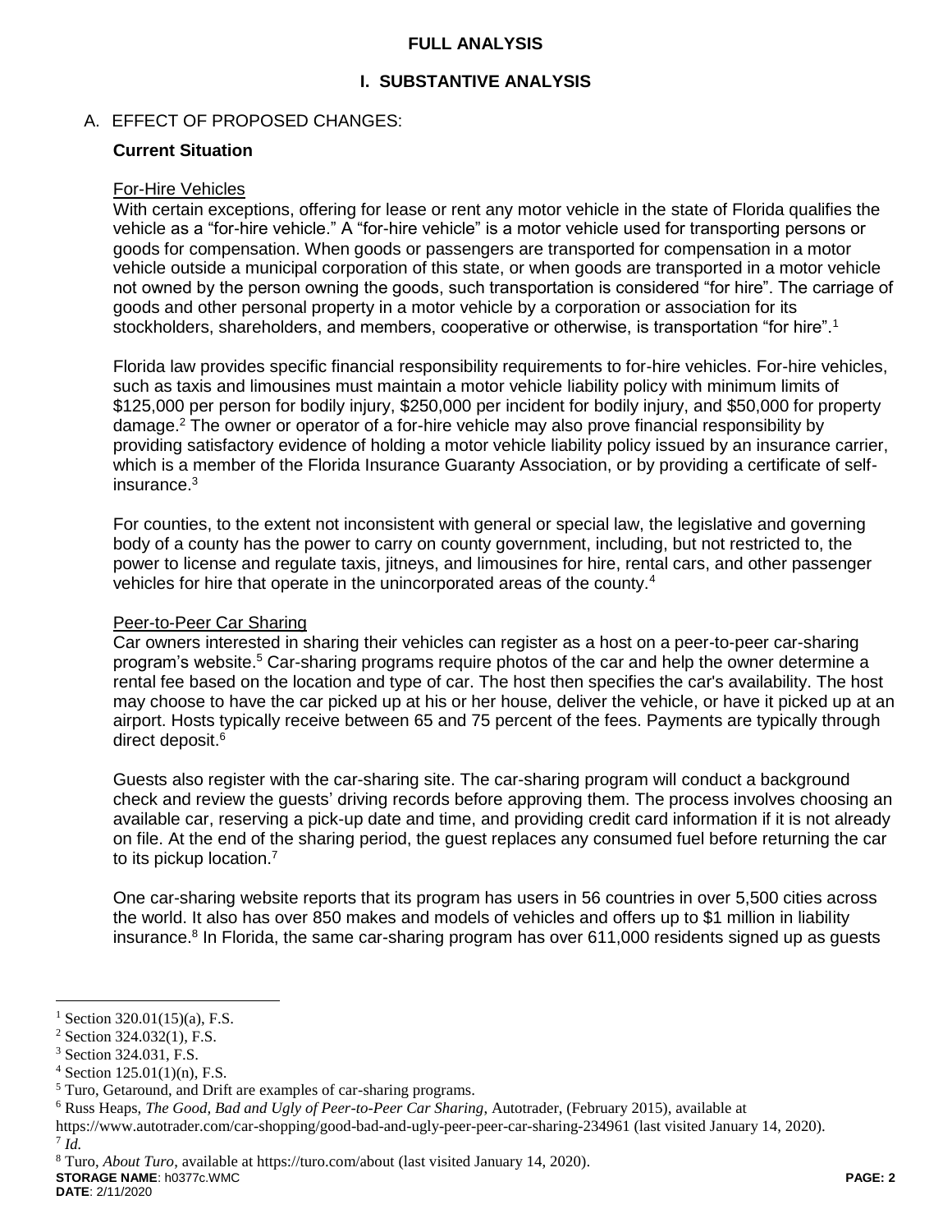# FULL ANALYSIS

## I. SUBSTANTIVE ANALYSIS

A. EFFECT OF PROPOSED CHANGES:

### Current Situation

For-Hire Vehicles

With certain exceptions, offering for lease or rent any motor vehicle in the state of Florida qualifies the vehicle as a "for-hire vehicle." A "for-hire vehicle" is a motor vehicle used for transporting persons or goods for compensation. When goods or passengers are transported for compensation in a motor vehicle outside a municipal corporation of this state, or when goods are transported in a motor vehicle not owned by the person owning the goods, such transportation is considered "for hire". The carriage of goods and other personal property in a motor vehicle by a corporation or association for its stockholders, shareholders, and members, cooperative or otherwise, is transportation "for hire".[1]

Florida law provides specific financial responsibility requirements to for-hire vehicles. For-hire vehicles, such as taxis and limousines must maintain a motor vehicle liability policy with minimum limits of $125,000 per person for bodily injury, $250,000 per incident for bodily injury, and $50,000 for property damage.[2] The owner or operator of a for-hire vehicle may also prove financial responsibility by providing satisfactory evidence of holding a motor vehicle liability policy issued by an insurance carrier, which is a member of the Florida Insurance Guaranty Association, or by providing a certificate of self-insurance.[3]

For counties, to the extent not inconsistent with general or special law, the legislative and governing body of a county has the power to carry on county government, including, but not restricted to, the power to license and regulate taxis, jitneys, and limousines for hire, rental cars, and other passenger vehicles for hire that operate in the unincorporated areas of the county.[4]

Peer-to-Peer Car Sharing

Car owners interested in sharing their vehicles can register as a host on a peer-to-peer car-sharing program's website.[5] Car-sharing programs require photos of the car and help the owner determine a rental fee based on the location and type of car. The host then specifies the car's availability. The host may choose to have the car picked up at his or her house, deliver the vehicle, or have it picked up at an airport. Hosts typically receive between 65 and 75 percent of the fees. Payments are typically through direct deposit.[6]

Guests also register with the car-sharing site. The car-sharing program will conduct a background check and review the guests' driving records before approving them. The process involves choosing an available car, reserving a pick-up date and time, and providing credit card information if it is not already on file. At the end of the sharing period, the guest replaces any consumed fuel before returning the car to its pickup location.[7]

One car-sharing website reports that its program has users in 56 countries in over 5,500 cities across the world. It also has over 850 makes and models of vehicles and offers up to $1 million in liability insurance.[8] In Florida, the same car-sharing program has over 611,000 residents signed up as guests

---

[1] Section 320.01(15)(a), F.S.

[2] Section 324.032(1), F.S.

[3] Section 324.031, F.S.

[4] Section 125.01(1)(n), F.S.

[5] Turo, Getaround, and Drift are examples of car-sharing programs.

[6] Russ Heaps, *The Good, Bad and Ugly of Peer-to-Peer Car Sharing*, Autotrader, (February 2015), available at https://www.autotrader.com/car-shopping/good-bad-and-ugly-peer-peer-car-sharing-234961 (last visited January 14, 2020).

[7] *Id.*

[8] Turo, *About Turo*, available at https://turo.com/about (last visited January 14, 2020).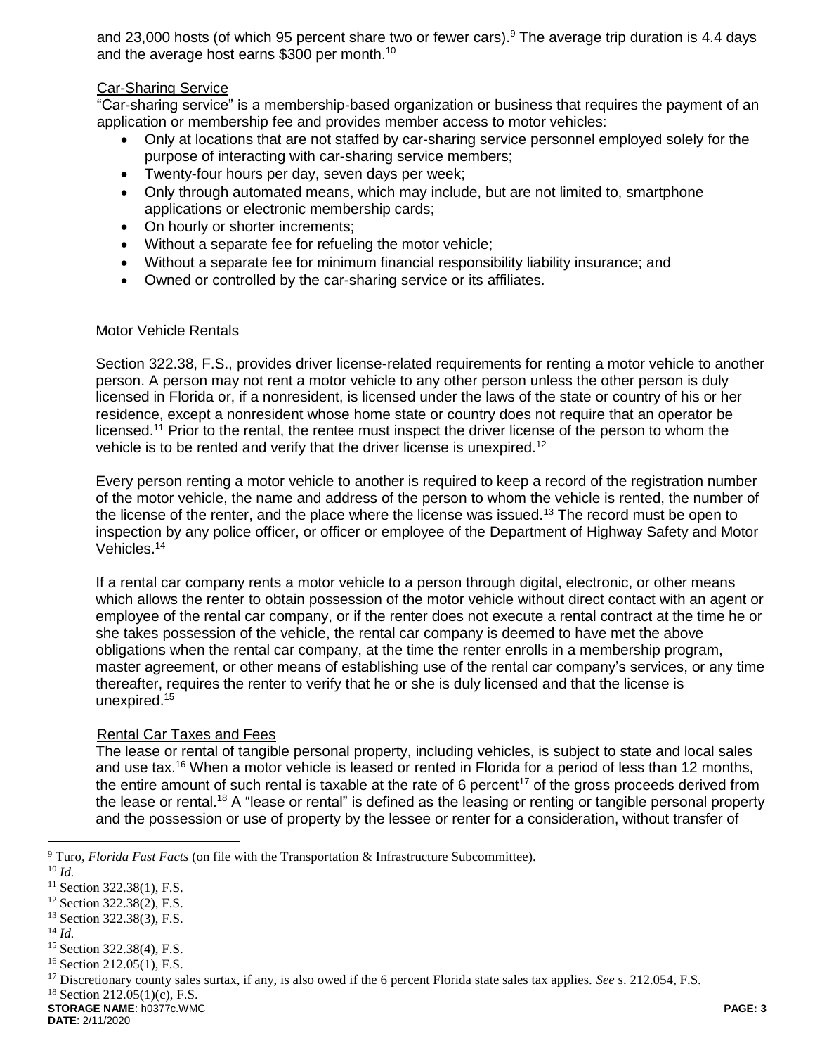and 23,000 hosts (of which 95 percent share two or fewer cars).[9] The average trip duration is 4.4 days and the average host earns $300 per month.[10]

Car-Sharing Service

"Car-sharing service" is a membership-based organization or business that requires the payment of an application or membership fee and provides member access to motor vehicles:

- Only at locations that are not staffed by car-sharing service personnel employed solely for the purpose of interacting with car-sharing service members;
- Twenty-four hours per day, seven days per week;
- Only through automated means, which may include, but are not limited to, smartphone applications or electronic membership cards;
- On hourly or shorter increments;
- Without a separate fee for refueling the motor vehicle;
- Without a separate fee for minimum financial responsibility liability insurance; and
- Owned or controlled by the car-sharing service or its affiliates.

Motor Vehicle Rentals

Section 322.38, F.S., provides driver license-related requirements for renting a motor vehicle to another person. A person may not rent a motor vehicle to any other person unless the other person is duly licensed in Florida or, if a nonresident, is licensed under the laws of the state or country of his or her residence, except a nonresident whose home state or country does not require that an operator be licensed.[11] Prior to the rental, the rentee must inspect the driver license of the person to whom the vehicle is to be rented and verify that the driver license is unexpired.[12]

Every person renting a motor vehicle to another is required to keep a record of the registration number of the motor vehicle, the name and address of the person to whom the vehicle is rented, the number of the license of the renter, and the place where the license was issued.[13] The record must be open to inspection by any police officer, or officer or employee of the Department of Highway Safety and Motor Vehicles.[14]

If a rental car company rents a motor vehicle to a person through digital, electronic, or other means which allows the renter to obtain possession of the motor vehicle without direct contact with an agent or employee of the rental car company, or if the renter does not execute a rental contract at the time he or she takes possession of the vehicle, the rental car company is deemed to have met the above obligations when the rental car company, at the time the renter enrolls in a membership program, master agreement, or other means of establishing use of the rental car company's services, or any time thereafter, requires the renter to verify that he or she is duly licensed and that the license is unexpired.[15]

Rental Car Taxes and Fees

The lease or rental of tangible personal property, including vehicles, is subject to state and local sales and use tax.[16] When a motor vehicle is leased or rented in Florida for a period of less than 12 months, the entire amount of such rental is taxable at the rate of 6 percent[17] of the gross proceeds derived from the lease or rental.[18] A "lease or rental" is defined as the leasing or renting or tangible personal property and the possession or use of property by the lessee or renter for a consideration, without transfer of

---

[9] Turo, *Florida Fast Facts* (on file with the Transportation & Infrastructure Subcommittee).

[10] *Id.*

[11] Section 322.38(1), F.S.

[12] Section 322.38(2), F.S.

[13] Section 322.38(3), F.S.

[14] *Id.*

[15] Section 322.38(4), F.S.

[16] Section 212.05(1), F.S.

[17] Discretionary county sales surtax, if any, is also owed if the 6 percent Florida state sales tax applies. *See* s. 212.054, F.S.

[18] Section 212.05(1)(c), F.S.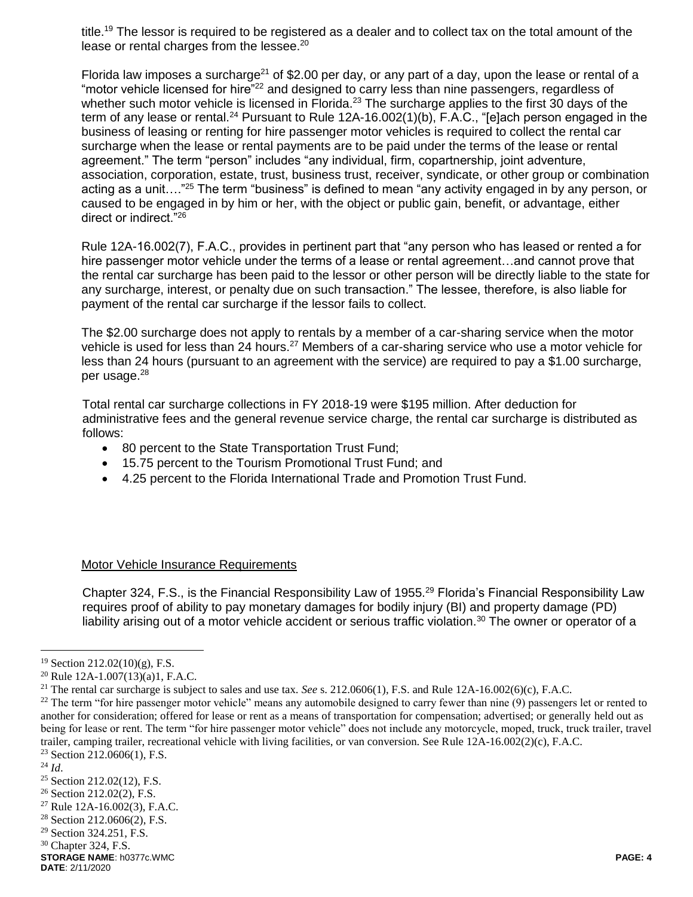title.[19] The lessor is required to be registered as a dealer and to collect tax on the total amount of the lease or rental charges from the lessee.[20]

Florida law imposes a surcharge[21] of $2.00 per day, or any part of a day, upon the lease or rental of a "motor vehicle licensed for hire"[22] and designed to carry less than nine passengers, regardless of whether such motor vehicle is licensed in Florida.[23] The surcharge applies to the first 30 days of the term of any lease or rental.[24] Pursuant to Rule 12A-16.002(1)(b), F.A.C., "[e]ach person engaged in the business of leasing or renting for hire passenger motor vehicles is required to collect the rental car surcharge when the lease or rental payments are to be paid under the terms of the lease or rental agreement." The term "person" includes "any individual, firm, copartnership, joint adventure, association, corporation, estate, trust, business trust, receiver, syndicate, or other group or combination acting as a unit…."[25] The term "business" is defined to mean "any activity engaged in by any person, or caused to be engaged in by him or her, with the object or public gain, benefit, or advantage, either direct or indirect."[26]

Rule 12A-16.002(7), F.A.C., provides in pertinent part that "any person who has leased or rented a for hire passenger motor vehicle under the terms of a lease or rental agreement…and cannot prove that the rental car surcharge has been paid to the lessor or other person will be directly liable to the state for any surcharge, interest, or penalty due on such transaction." The lessee, therefore, is also liable for payment of the rental car surcharge if the lessor fails to collect.

The $2.00 surcharge does not apply to rentals by a member of a car-sharing service when the motor vehicle is used for less than 24 hours.[27] Members of a car-sharing service who use a motor vehicle for less than 24 hours (pursuant to an agreement with the service) are required to pay a $1.00 surcharge, per usage.[28]

Total rental car surcharge collections in FY 2018-19 were $195 million. After deduction for administrative fees and the general revenue service charge, the rental car surcharge is distributed as follows:

- 80 percent to the State Transportation Trust Fund;
- 15.75 percent to the Tourism Promotional Trust Fund; and
- 4.25 percent to the Florida International Trade and Promotion Trust Fund.

<u>Motor Vehicle Insurance Requirements</u>

Chapter 324, F.S., is the Financial Responsibility Law of 1955.[29] Florida's Financial Responsibility Law requires proof of ability to pay monetary damages for bodily injury (BI) and property damage (PD) liability arising out of a motor vehicle accident or serious traffic violation.[30] The owner or operator of a

---

[19] Section 212.02(10)(g), F.S.

[20] Rule 12A-1.007(13)(a)1, F.A.C.

[21] The rental car surcharge is subject to sales and use tax. *See* s. 212.0606(1), F.S. and Rule 12A-16.002(6)(c), F.A.C.

[22] The term "for hire passenger motor vehicle" means any automobile designed to carry fewer than nine (9) passengers let or rented to another for consideration; offered for lease or rent as a means of transportation for compensation; advertised; or generally held out as being for lease or rent. The term "for hire passenger motor vehicle" does not include any motorcycle, moped, truck, truck trailer, travel trailer, camping trailer, recreational vehicle with living facilities, or van conversion. See Rule 12A-16.002(2)(c), F.A.C.

[23] Section 212.0606(1), F.S.

[24] *Id*.

[25] Section 212.02(12), F.S.

[26] Section 212.02(2), F.S.

[27] Rule 12A-16.002(3), F.A.C.

[28] Section 212.0606(2), F.S.

[29] Section 324.251, F.S.

[30] Chapter 324, F.S.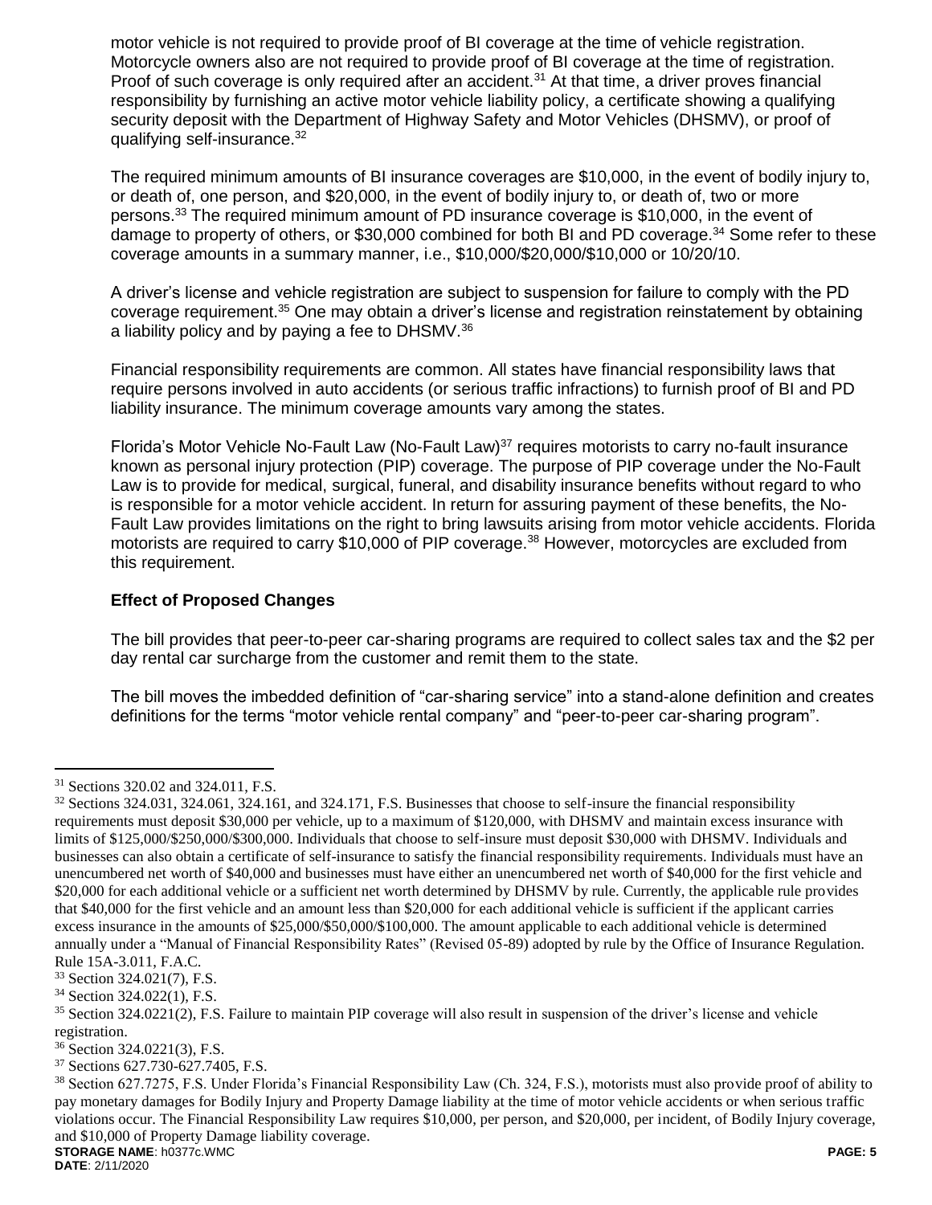motor vehicle is not required to provide proof of BI coverage at the time of vehicle registration. Motorcycle owners also are not required to provide proof of BI coverage at the time of registration. Proof of such coverage is only required after an accident.[31] At that time, a driver proves financial responsibility by furnishing an active motor vehicle liability policy, a certificate showing a qualifying security deposit with the Department of Highway Safety and Motor Vehicles (DHSMV), or proof of qualifying self-insurance.[32]

The required minimum amounts of BI insurance coverages are $10,000, in the event of bodily injury to, or death of, one person, and $20,000, in the event of bodily injury to, or death of, two or more persons.[33] The required minimum amount of PD insurance coverage is $10,000, in the event of damage to property of others, or $30,000 combined for both BI and PD coverage.[34] Some refer to these coverage amounts in a summary manner, i.e., $10,000/$20,000/$10,000 or 10/20/10.

A driver's license and vehicle registration are subject to suspension for failure to comply with the PD coverage requirement.[35] One may obtain a driver's license and registration reinstatement by obtaining a liability policy and by paying a fee to DHSMV.[36]

Financial responsibility requirements are common. All states have financial responsibility laws that require persons involved in auto accidents (or serious traffic infractions) to furnish proof of BI and PD liability insurance. The minimum coverage amounts vary among the states.

Florida's Motor Vehicle No-Fault Law (No-Fault Law)[37] requires motorists to carry no-fault insurance known as personal injury protection (PIP) coverage. The purpose of PIP coverage under the No-Fault Law is to provide for medical, surgical, funeral, and disability insurance benefits without regard to who is responsible for a motor vehicle accident. In return for assuring payment of these benefits, the No-Fault Law provides limitations on the right to bring lawsuits arising from motor vehicle accidents. Florida motorists are required to carry $10,000 of PIP coverage.[38] However, motorcycles are excluded from this requirement.

**Effect of Proposed Changes**

The bill provides that peer-to-peer car-sharing programs are required to collect sales tax and the $2 per day rental car surcharge from the customer and remit them to the state.

The bill moves the imbedded definition of "car-sharing service" into a stand-alone definition and creates definitions for the terms "motor vehicle rental company" and "peer-to-peer car-sharing program".

---

[31] Sections 320.02 and 324.011, F.S.

[32] Sections 324.031, 324.061, 324.161, and 324.171, F.S. Businesses that choose to self-insure the financial responsibility requirements must deposit $30,000 per vehicle, up to a maximum of $120,000, with DHSMV and maintain excess insurance with limits of $125,000/$250,000/$300,000. Individuals that choose to self-insure must deposit $30,000 with DHSMV. Individuals and businesses can also obtain a certificate of self-insurance to satisfy the financial responsibility requirements. Individuals must have an unencumbered net worth of $40,000 and businesses must have either an unencumbered net worth of $40,000 for the first vehicle and $20,000 for each additional vehicle or a sufficient net worth determined by DHSMV by rule. Currently, the applicable rule provides that $40,000 for the first vehicle and an amount less than $20,000 for each additional vehicle is sufficient if the applicant carries excess insurance in the amounts of $25,000/$50,000/$100,000. The amount applicable to each additional vehicle is determined annually under a "Manual of Financial Responsibility Rates" (Revised 05-89) adopted by rule by the Office of Insurance Regulation. Rule 15A-3.011, F.A.C.

[33] Section 324.021(7), F.S.

[34] Section 324.022(1), F.S.

[35] Section 324.0221(2), F.S. Failure to maintain PIP coverage will also result in suspension of the driver's license and vehicle registration.

[36] Section 324.0221(3), F.S.

[37] Sections 627.730-627.7405, F.S.

[38] Section 627.7275, F.S. Under Florida's Financial Responsibility Law (Ch. 324, F.S.), motorists must also provide proof of ability to pay monetary damages for Bodily Injury and Property Damage liability at the time of motor vehicle accidents or when serious traffic violations occur. The Financial Responsibility Law requires $10,000, per person, and $20,000, per incident, of Bodily Injury coverage, and $10,000 of Property Damage liability coverage.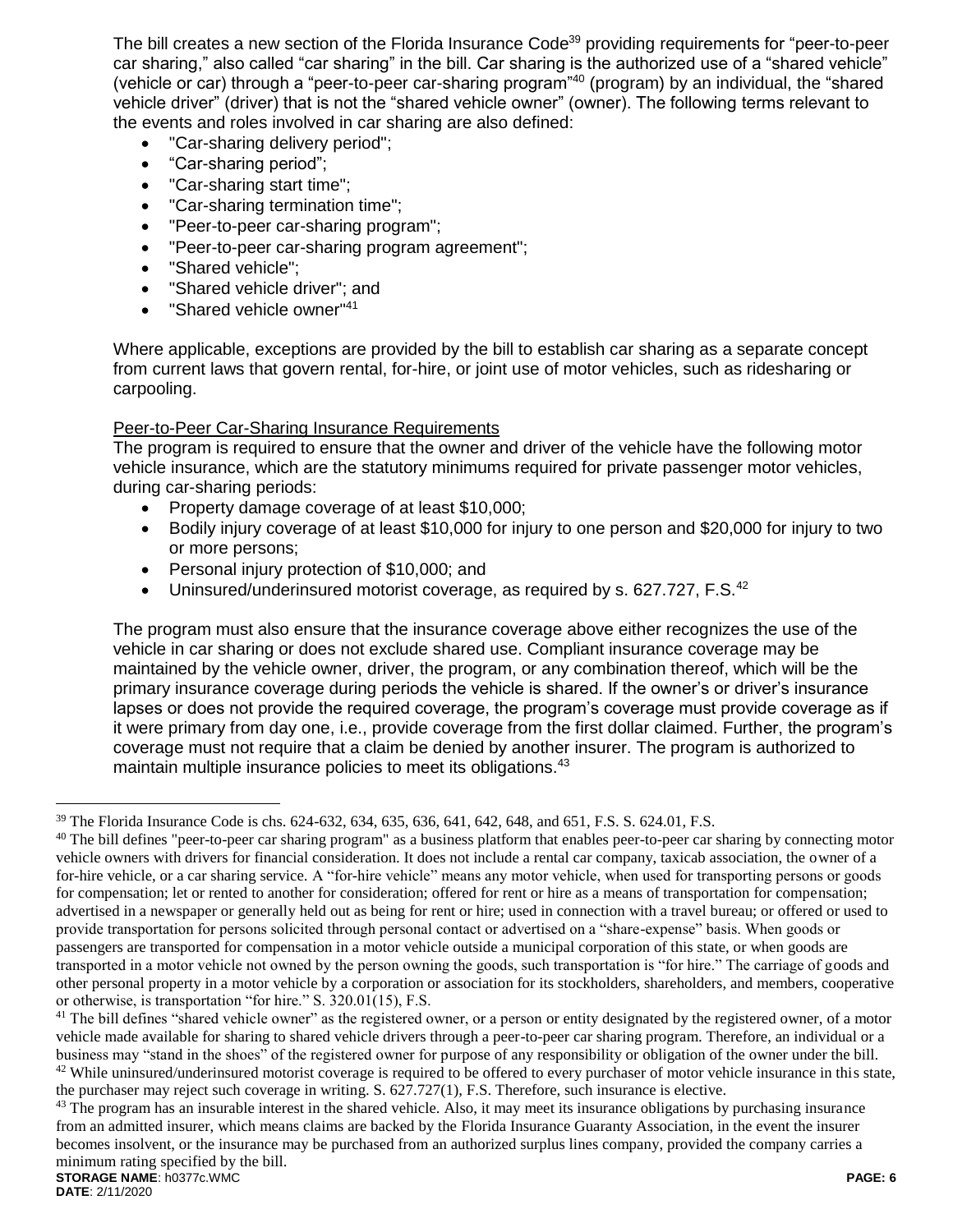The bill creates a new section of the Florida Insurance Code[39] providing requirements for "peer-to-peer car sharing," also called "car sharing" in the bill. Car sharing is the authorized use of a "shared vehicle" (vehicle or car) through a "peer-to-peer car-sharing program"[40] (program) by an individual, the "shared vehicle driver" (driver) that is not the "shared vehicle owner" (owner). The following terms relevant to the events and roles involved in car sharing are also defined:

- "Car-sharing delivery period";
- "Car-sharing period";
- "Car-sharing start time";
- "Car-sharing termination time";
- "Peer-to-peer car-sharing program";
- "Peer-to-peer car-sharing program agreement";
- "Shared vehicle";
- "Shared vehicle driver"; and
- "Shared vehicle owner"[41]

Where applicable, exceptions are provided by the bill to establish car sharing as a separate concept from current laws that govern rental, for-hire, or joint use of motor vehicles, such as ridesharing or carpooling.

Peer-to-Peer Car-Sharing Insurance Requirements

The program is required to ensure that the owner and driver of the vehicle have the following motor vehicle insurance, which are the statutory minimums required for private passenger motor vehicles, during car-sharing periods:

- Property damage coverage of at least $10,000;
- Bodily injury coverage of at least $10,000 for injury to one person and $20,000 for injury to two or more persons;
- Personal injury protection of $10,000; and
- Uninsured/underinsured motorist coverage, as required by s. 627.727, F.S.[42]

The program must also ensure that the insurance coverage above either recognizes the use of the vehicle in car sharing or does not exclude shared use. Compliant insurance coverage may be maintained by the vehicle owner, driver, the program, or any combination thereof, which will be the primary insurance coverage during periods the vehicle is shared. If the owner's or driver's insurance lapses or does not provide the required coverage, the program's coverage must provide coverage as if it were primary from day one, i.e., provide coverage from the first dollar claimed. Further, the program's coverage must not require that a claim be denied by another insurer. The program is authorized to maintain multiple insurance policies to meet its obligations.[43]

---

[39] The Florida Insurance Code is chs. 624-632, 634, 635, 636, 641, 642, 648, and 651, F.S. S. 624.01, F.S.

[40] The bill defines "peer-to-peer car sharing program" as a business platform that enables peer-to-peer car sharing by connecting motor vehicle owners with drivers for financial consideration. It does not include a rental car company, taxicab association, the owner of a for-hire vehicle, or a car sharing service. A "for-hire vehicle" means any motor vehicle, when used for transporting persons or goods for compensation; let or rented to another for consideration; offered for rent or hire as a means of transportation for compensation; advertised in a newspaper or generally held out as being for rent or hire; used in connection with a travel bureau; or offered or used to provide transportation for persons solicited through personal contact or advertised on a "share-expense" basis. When goods or passengers are transported for compensation in a motor vehicle outside a municipal corporation of this state, or when goods are transported in a motor vehicle not owned by the person owning the goods, such transportation is "for hire." The carriage of goods and other personal property in a motor vehicle by a corporation or association for its stockholders, shareholders, and members, cooperative or otherwise, is transportation "for hire." S. 320.01(15), F.S.

[41] The bill defines "shared vehicle owner" as the registered owner, or a person or entity designated by the registered owner, of a motor vehicle made available for sharing to shared vehicle drivers through a peer-to-peer car sharing program. Therefore, an individual or a business may "stand in the shoes" of the registered owner for purpose of any responsibility or obligation of the owner under the bill.

[42] While uninsured/underinsured motorist coverage is required to be offered to every purchaser of motor vehicle insurance in this state, the purchaser may reject such coverage in writing. S. 627.727(1), F.S. Therefore, such insurance is elective.

[43] The program has an insurable interest in the shared vehicle. Also, it may meet its insurance obligations by purchasing insurance from an admitted insurer, which means claims are backed by the Florida Insurance Guaranty Association, in the event the insurer becomes insolvent, or the insurance may be purchased from an authorized surplus lines company, provided the company carries a minimum rating specified by the bill.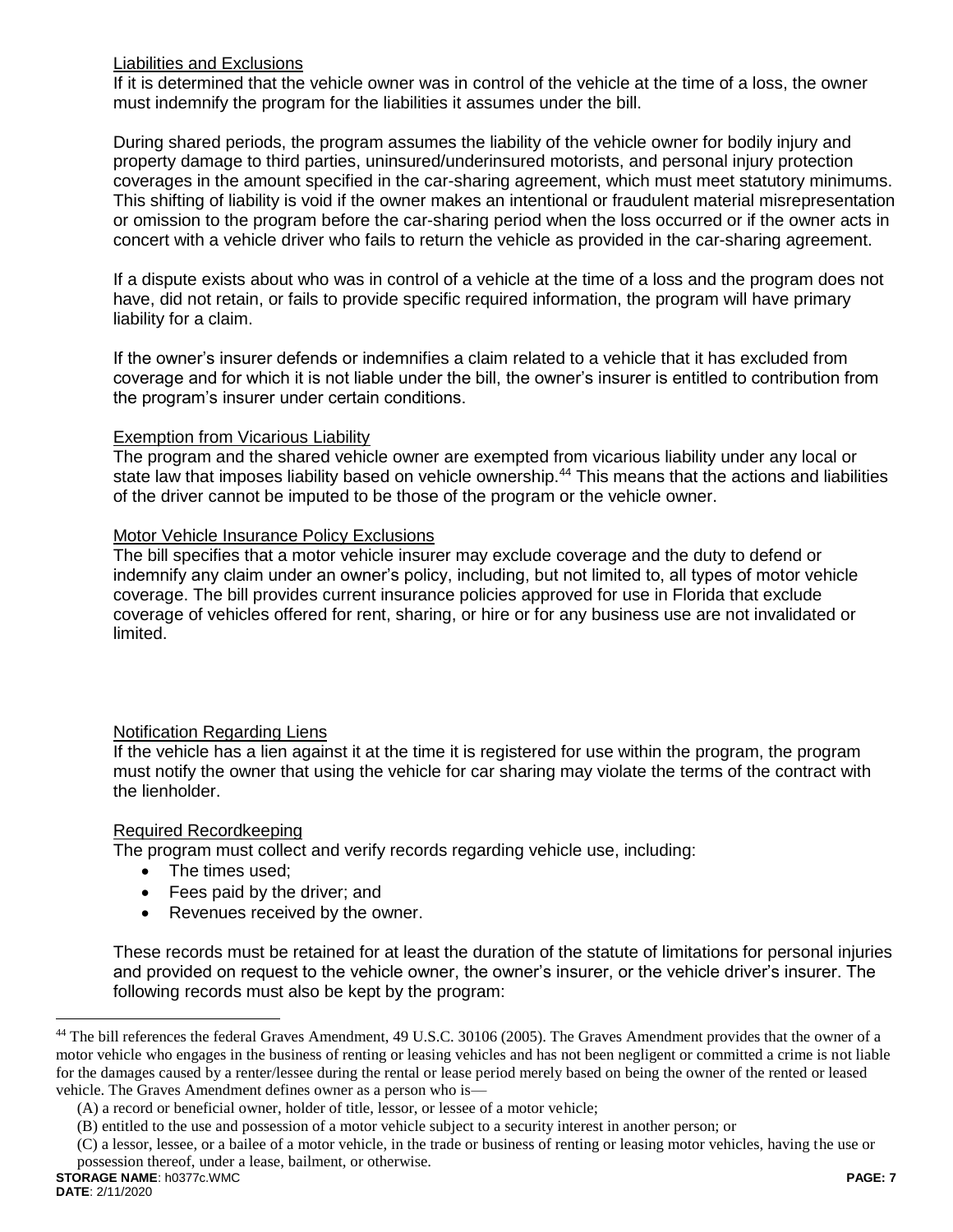Liabilities and Exclusions

If it is determined that the vehicle owner was in control of the vehicle at the time of a loss, the owner must indemnify the program for the liabilities it assumes under the bill.

During shared periods, the program assumes the liability of the vehicle owner for bodily injury and property damage to third parties, uninsured/underinsured motorists, and personal injury protection coverages in the amount specified in the car-sharing agreement, which must meet statutory minimums. This shifting of liability is void if the owner makes an intentional or fraudulent material misrepresentation or omission to the program before the car-sharing period when the loss occurred or if the owner acts in concert with a vehicle driver who fails to return the vehicle as provided in the car-sharing agreement.

If a dispute exists about who was in control of a vehicle at the time of a loss and the program does not have, did not retain, or fails to provide specific required information, the program will have primary liability for a claim.

If the owner's insurer defends or indemnifies a claim related to a vehicle that it has excluded from coverage and for which it is not liable under the bill, the owner's insurer is entitled to contribution from the program's insurer under certain conditions.

Exemption from Vicarious Liability

The program and the shared vehicle owner are exempted from vicarious liability under any local or state law that imposes liability based on vehicle ownership.[44] This means that the actions and liabilities of the driver cannot be imputed to be those of the program or the vehicle owner.

Motor Vehicle Insurance Policy Exclusions

The bill specifies that a motor vehicle insurer may exclude coverage and the duty to defend or indemnify any claim under an owner's policy, including, but not limited to, all types of motor vehicle coverage. The bill provides current insurance policies approved for use in Florida that exclude coverage of vehicles offered for rent, sharing, or hire or for any business use are not invalidated or limited.

Notification Regarding Liens

If the vehicle has a lien against it at the time it is registered for use within the program, the program must notify the owner that using the vehicle for car sharing may violate the terms of the contract with the lienholder.

Required Recordkeeping

The program must collect and verify records regarding vehicle use, including:

- The times used;
- Fees paid by the driver; and
- Revenues received by the owner.

These records must be retained for at least the duration of the statute of limitations for personal injuries and provided on request to the vehicle owner, the owner's insurer, or the vehicle driver's insurer. The following records must also be kept by the program:

---

[44] The bill references the federal Graves Amendment, 49 U.S.C. 30106 (2005). The Graves Amendment provides that the owner of a motor vehicle who engages in the business of renting or leasing vehicles and has not been negligent or committed a crime is not liable for the damages caused by a renter/lessee during the rental or lease period merely based on being the owner of the rented or leased vehicle. The Graves Amendment defines owner as a person who is—

(A) a record or beneficial owner, holder of title, lessor, or lessee of a motor vehicle;

(B) entitled to the use and possession of a motor vehicle subject to a security interest in another person; or

(C) a lessor, lessee, or a bailee of a motor vehicle, in the trade or business of renting or leasing motor vehicles, having the use or possession thereof, under a lease, bailment, or otherwise.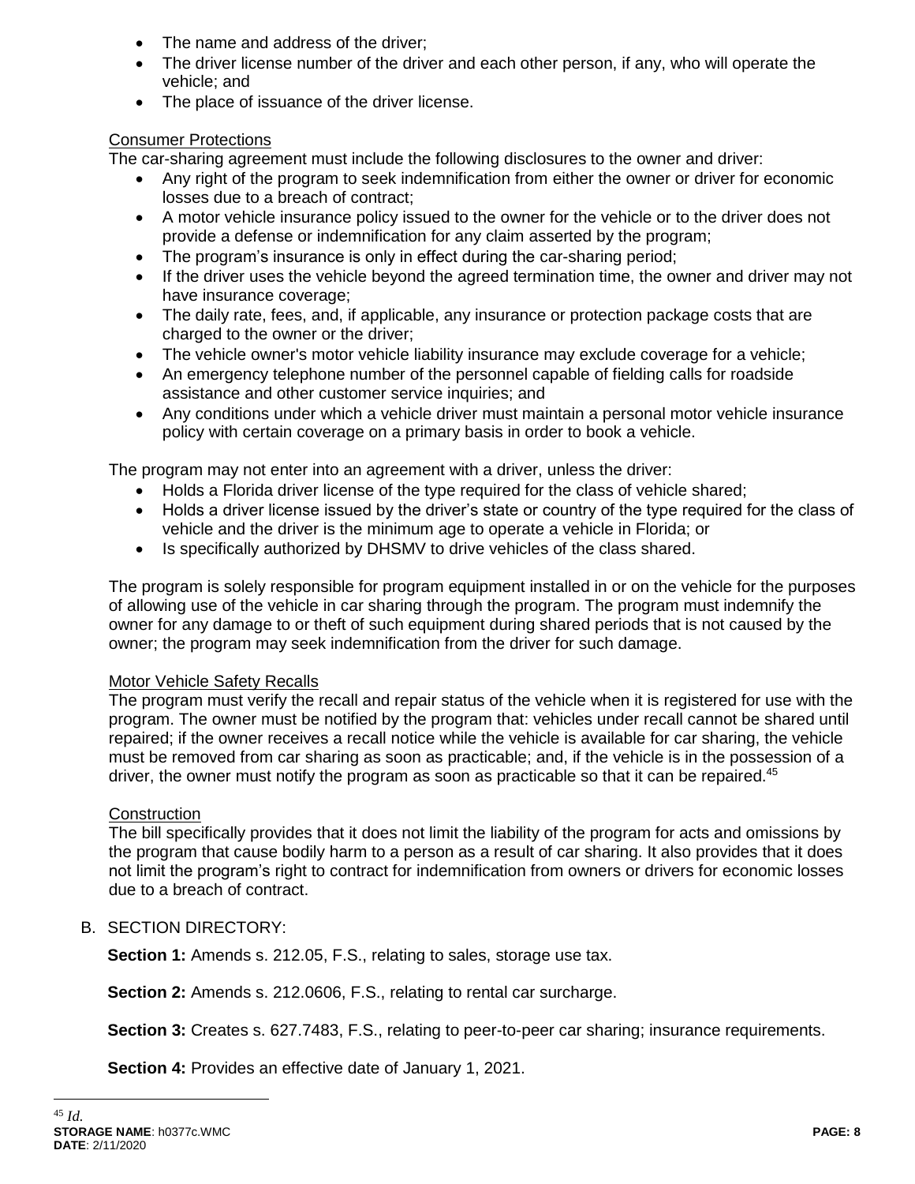- The name and address of the driver;
- The driver license number of the driver and each other person, if any, who will operate the vehicle; and
- The place of issuance of the driver license.

Consumer Protections

The car-sharing agreement must include the following disclosures to the owner and driver:

- Any right of the program to seek indemnification from either the owner or driver for economic losses due to a breach of contract;
- A motor vehicle insurance policy issued to the owner for the vehicle or to the driver does not provide a defense or indemnification for any claim asserted by the program;
- The program's insurance is only in effect during the car-sharing period;
- If the driver uses the vehicle beyond the agreed termination time, the owner and driver may not have insurance coverage;
- The daily rate, fees, and, if applicable, any insurance or protection package costs that are charged to the owner or the driver;
- The vehicle owner's motor vehicle liability insurance may exclude coverage for a vehicle;
- An emergency telephone number of the personnel capable of fielding calls for roadside assistance and other customer service inquiries; and
- Any conditions under which a vehicle driver must maintain a personal motor vehicle insurance policy with certain coverage on a primary basis in order to book a vehicle.

The program may not enter into an agreement with a driver, unless the driver:

- Holds a Florida driver license of the type required for the class of vehicle shared;
- Holds a driver license issued by the driver's state or country of the type required for the class of vehicle and the driver is the minimum age to operate a vehicle in Florida; or
- Is specifically authorized by DHSMV to drive vehicles of the class shared.

The program is solely responsible for program equipment installed in or on the vehicle for the purposes of allowing use of the vehicle in car sharing through the program. The program must indemnify the owner for any damage to or theft of such equipment during shared periods that is not caused by the owner; the program may seek indemnification from the driver for such damage.

Motor Vehicle Safety Recalls

The program must verify the recall and repair status of the vehicle when it is registered for use with the program. The owner must be notified by the program that: vehicles under recall cannot be shared until repaired; if the owner receives a recall notice while the vehicle is available for car sharing, the vehicle must be removed from car sharing as soon as practicable; and, if the vehicle is in the possession of a driver, the owner must notify the program as soon as practicable so that it can be repaired.[45]

Construction

The bill specifically provides that it does not limit the liability of the program for acts and omissions by the program that cause bodily harm to a person as a result of car sharing. It also provides that it does not limit the program's right to contract for indemnification from owners or drivers for economic losses due to a breach of contract.

B. SECTION DIRECTORY:

**Section 1:** Amends s. 212.05, F.S., relating to sales, storage use tax.

**Section 2:** Amends s. 212.0606, F.S., relating to rental car surcharge.

**Section 3:** Creates s. 627.7483, F.S., relating to peer-to-peer car sharing; insurance requirements.

**Section 4:** Provides an effective date of January 1, 2021.

[45] *Id.*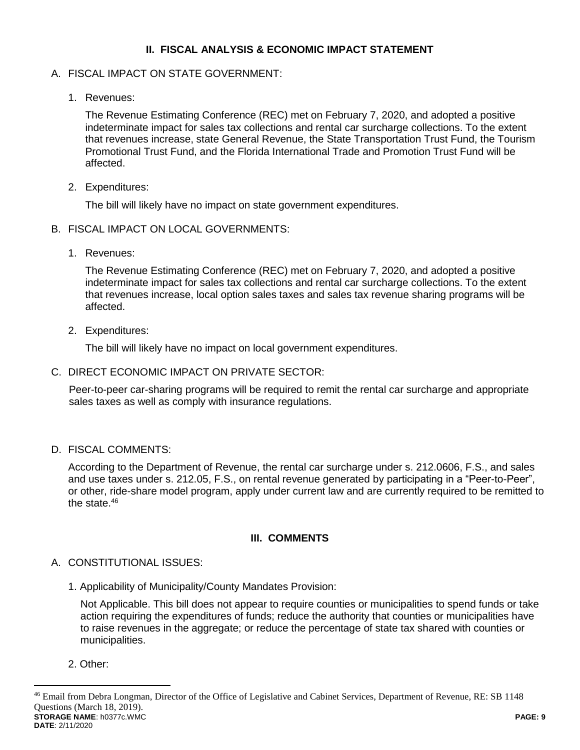## II. FISCAL ANALYSIS & ECONOMIC IMPACT STATEMENT

A. FISCAL IMPACT ON STATE GOVERNMENT:

1. Revenues:

   The Revenue Estimating Conference (REC) met on February 7, 2020, and adopted a positive indeterminate impact for sales tax collections and rental car surcharge collections. To the extent that revenues increase, state General Revenue, the State Transportation Trust Fund, the Tourism Promotional Trust Fund, and the Florida International Trade and Promotion Trust Fund will be affected.

2. Expenditures:

   The bill will likely have no impact on state government expenditures.

B. FISCAL IMPACT ON LOCAL GOVERNMENTS:

1. Revenues:

   The Revenue Estimating Conference (REC) met on February 7, 2020, and adopted a positive indeterminate impact for sales tax collections and rental car surcharge collections. To the extent that revenues increase, local option sales taxes and sales tax revenue sharing programs will be affected.

2. Expenditures:

   The bill will likely have no impact on local government expenditures.

C. DIRECT ECONOMIC IMPACT ON PRIVATE SECTOR:

Peer-to-peer car-sharing programs will be required to remit the rental car surcharge and appropriate sales taxes as well as comply with insurance regulations.

D. FISCAL COMMENTS:

According to the Department of Revenue, the rental car surcharge under s. 212.0606, F.S., and sales and use taxes under s. 212.05, F.S., on rental revenue generated by participating in a "Peer-to-Peer", or other, ride-share model program, apply under current law and are currently required to be remitted to the state.[46]

## III. COMMENTS

A. CONSTITUTIONAL ISSUES:

1. Applicability of Municipality/County Mandates Provision:

   Not Applicable. This bill does not appear to require counties or municipalities to spend funds or take action requiring the expenditures of funds; reduce the authority that counties or municipalities have to raise revenues in the aggregate; or reduce the percentage of state tax shared with counties or municipalities.

2. Other:

---

[46] Email from Debra Longman, Director of the Office of Legislative and Cabinet Services, Department of Revenue, RE: SB 1148 Questions (March 18, 2019).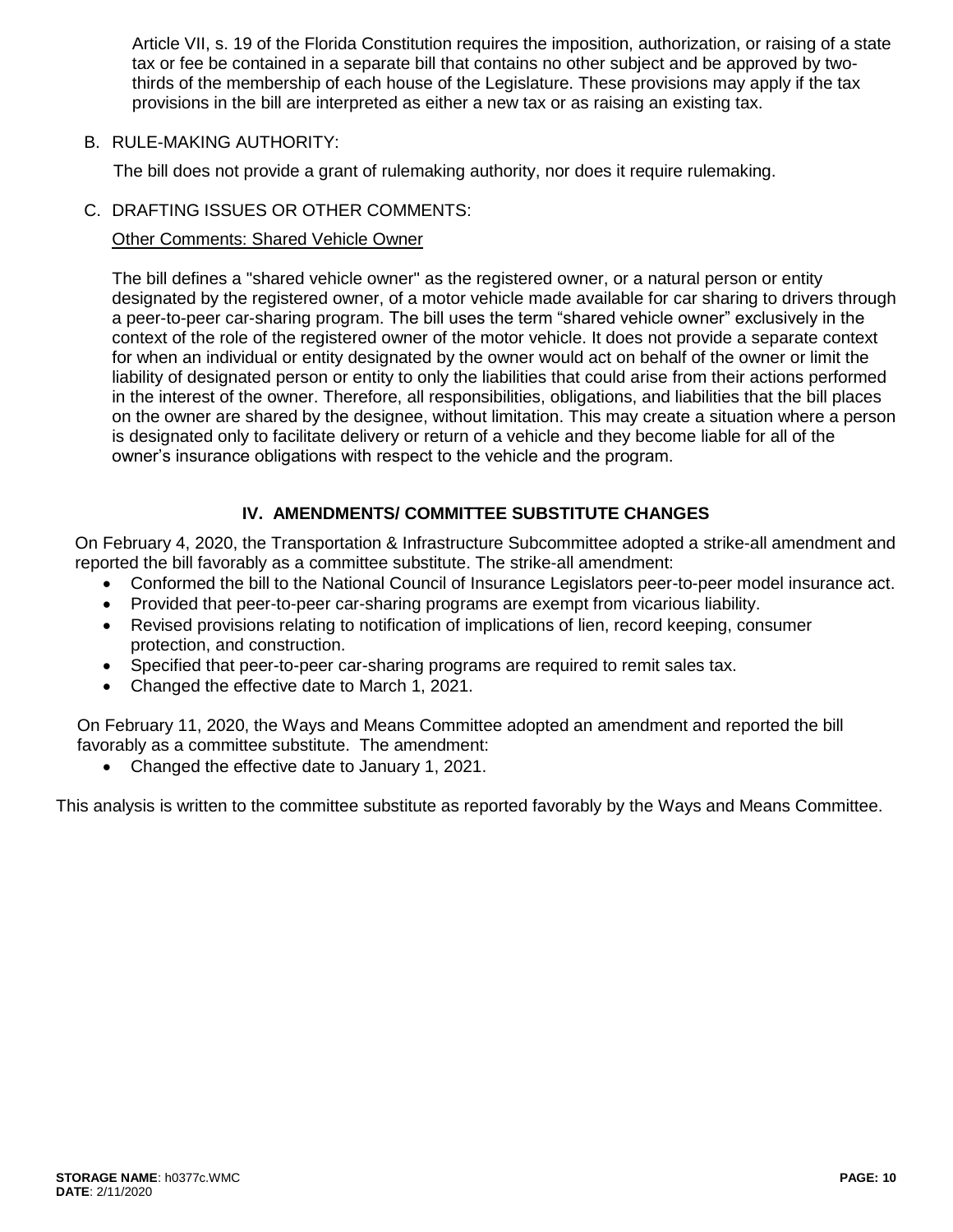Article VII, s. 19 of the Florida Constitution requires the imposition, authorization, or raising of a state tax or fee be contained in a separate bill that contains no other subject and be approved by two-thirds of the membership of each house of the Legislature. These provisions may apply if the tax provisions in the bill are interpreted as either a new tax or as raising an existing tax.

B. RULE-MAKING AUTHORITY:

The bill does not provide a grant of rulemaking authority, nor does it require rulemaking.

C. DRAFTING ISSUES OR OTHER COMMENTS:

Other Comments: Shared Vehicle Owner

The bill defines a "shared vehicle owner" as the registered owner, or a natural person or entity designated by the registered owner, of a motor vehicle made available for car sharing to drivers through a peer-to-peer car-sharing program. The bill uses the term "shared vehicle owner" exclusively in the context of the role of the registered owner of the motor vehicle. It does not provide a separate context for when an individual or entity designated by the owner would act on behalf of the owner or limit the liability of designated person or entity to only the liabilities that could arise from their actions performed in the interest of the owner. Therefore, all responsibilities, obligations, and liabilities that the bill places on the owner are shared by the designee, without limitation. This may create a situation where a person is designated only to facilitate delivery or return of a vehicle and they become liable for all of the owner's insurance obligations with respect to the vehicle and the program.

## IV. AMENDMENTS/ COMMITTEE SUBSTITUTE CHANGES

On February 4, 2020, the Transportation & Infrastructure Subcommittee adopted a strike-all amendment and reported the bill favorably as a committee substitute. The strike-all amendment:

- Conformed the bill to the National Council of Insurance Legislators peer-to-peer model insurance act.
- Provided that peer-to-peer car-sharing programs are exempt from vicarious liability.
- Revised provisions relating to notification of implications of lien, record keeping, consumer protection, and construction.
- Specified that peer-to-peer car-sharing programs are required to remit sales tax.
- Changed the effective date to March 1, 2021.

On February 11, 2020, the Ways and Means Committee adopted an amendment and reported the bill favorably as a committee substitute. The amendment:

- Changed the effective date to January 1, 2021.

This analysis is written to the committee substitute as reported favorably by the Ways and Means Committee.